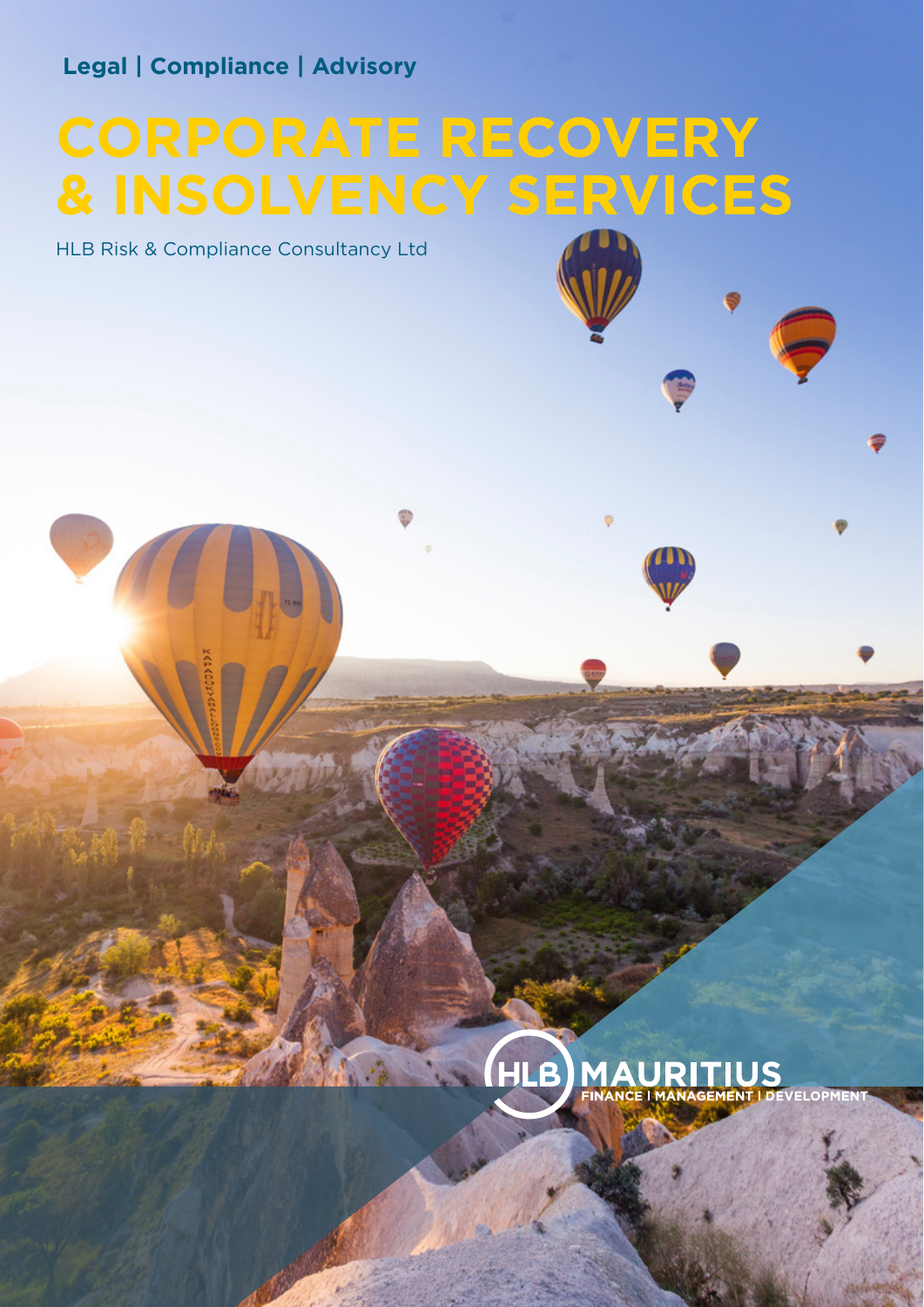**Legal | Compliance | Advisory**

# CORPORATE RECOVERY & INSOLVENCY SERVICES

HLB Risk & Compliance Consultancy Ltd

HLB MAURITIUS

FINANCE | MANAGEMENT | DEVELOPMENT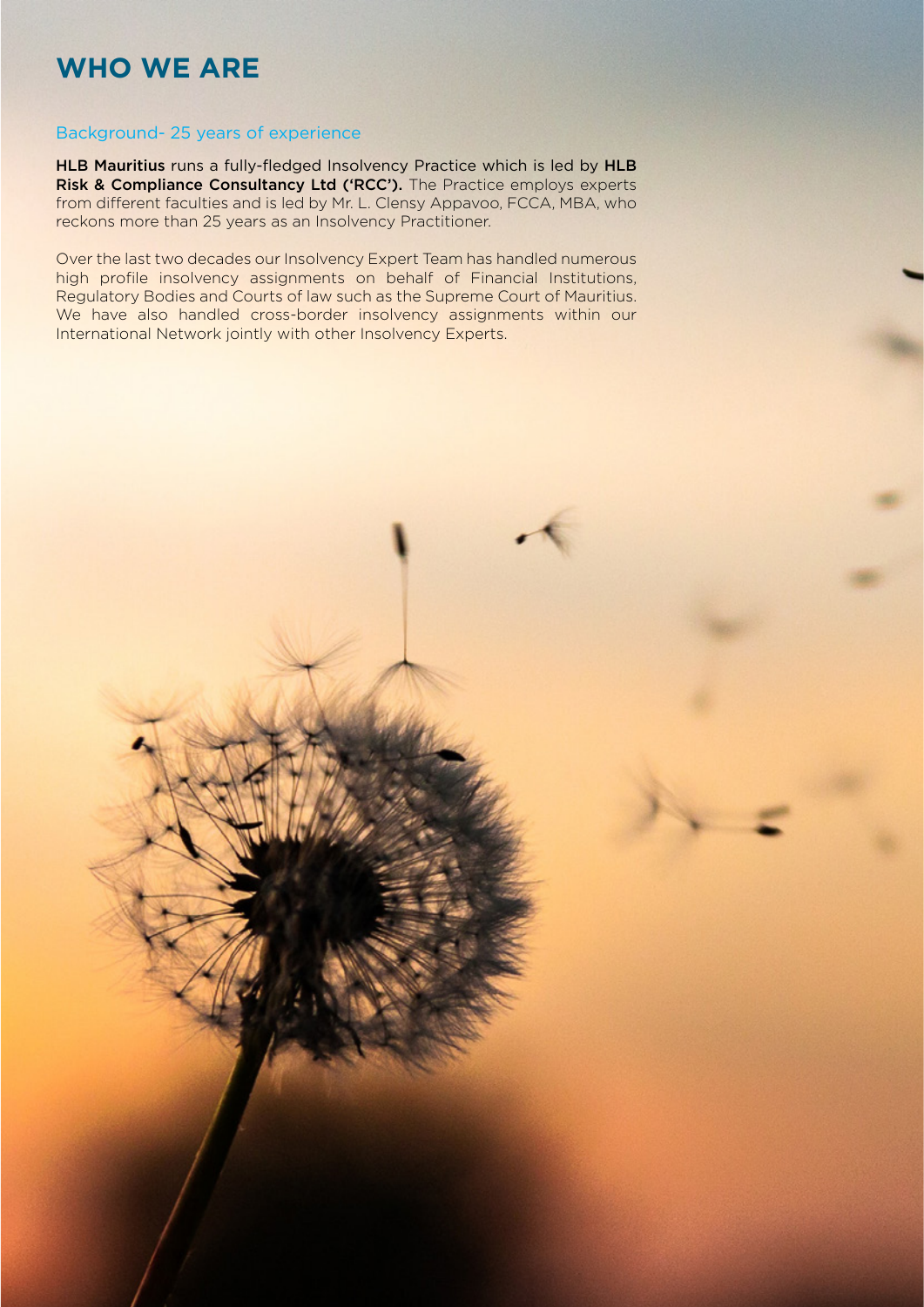# WHO WE ARE

## Background- 25 years of experience

**HLB Mauritius** runs a fully-fledged Insolvency Practice which is led by **HLB Risk & Compliance Consultancy Ltd ('RCC').** The Practice employs experts from different faculties and is led by Mr. L. Clensy Appavoo, FCCA, MBA, who reckons more than 25 years as an Insolvency Practitioner.

Over the last two decades our Insolvency Expert Team has handled numerous high profile insolvency assignments on behalf of Financial Institutions, Regulatory Bodies and Courts of law such as the Supreme Court of Mauritius. We have also handled cross-border insolvency assignments within our International Network jointly with other Insolvency Experts.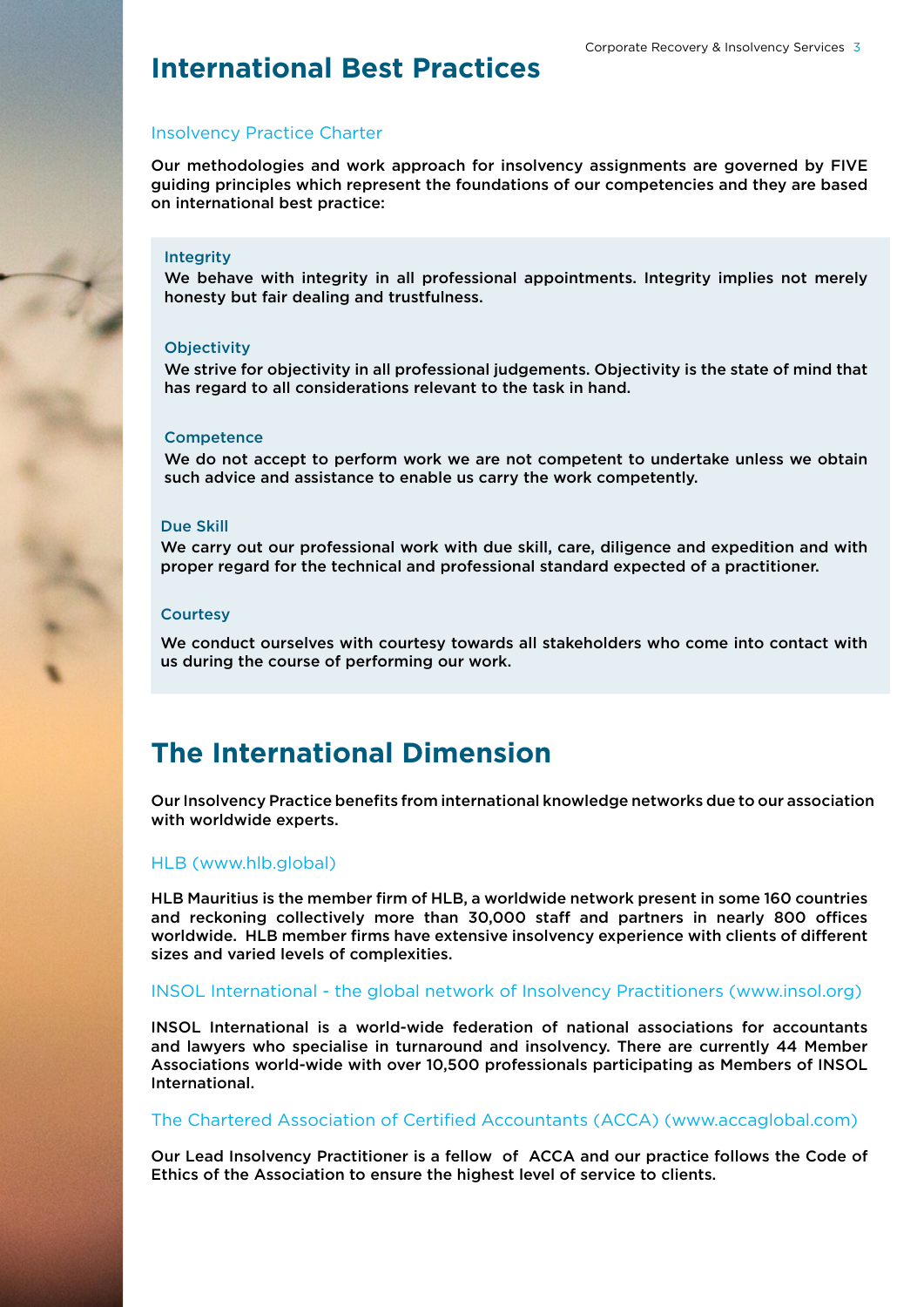## International Best Practices

### Insolvency Practice Charter

**Our methodologies and work approach for insolvency assignments are governed by FIVE guiding principles which represent the foundations of our competencies and they are based on international best practice:**

#### Integrity

**We behave with integrity in all professional appointments. Integrity implies not merely honesty but fair dealing and trustfulness.**

#### Objectivity

**We strive for objectivity in all professional judgements. Objectivity is the state of mind that has regard to all considerations relevant to the task in hand.**

#### Competence

**We do not accept to perform work we are not competent to undertake unless we obtain such advice and assistance to enable us carry the work competently.**

#### Due Skill

**We carry out our professional work with due skill, care, diligence and expedition and with proper regard for the technical and professional standard expected of a practitioner.**

#### Courtesy

**We conduct ourselves with courtesy towards all stakeholders who come into contact with us during the course of performing our work.**

## The International Dimension

**Our Insolvency Practice benefits from international knowledge networks due to our association with worldwide experts.**

### HLB (www.hlb.global)

**HLB Mauritius is the member firm of HLB, a worldwide network present in some 160 countries and reckoning collectively more than 30,000 staff and partners in nearly 800 offices worldwide. HLB member firms have extensive insolvency experience with clients of different sizes and varied levels of complexities.**

### INSOL International - the global network of Insolvency Practitioners (www.insol.org)

**INSOL International is a world-wide federation of national associations for accountants and lawyers who specialise in turnaround and insolvency. There are currently 44 Member Associations world-wide with over 10,500 professionals participating as Members of INSOL International.**

### The Chartered Association of Certified Accountants (ACCA) (www.accaglobal.com)

**Our Lead Insolvency Practitioner is a fellow of ACCA and our practice follows the Code of Ethics of the Association to ensure the highest level of service to clients.**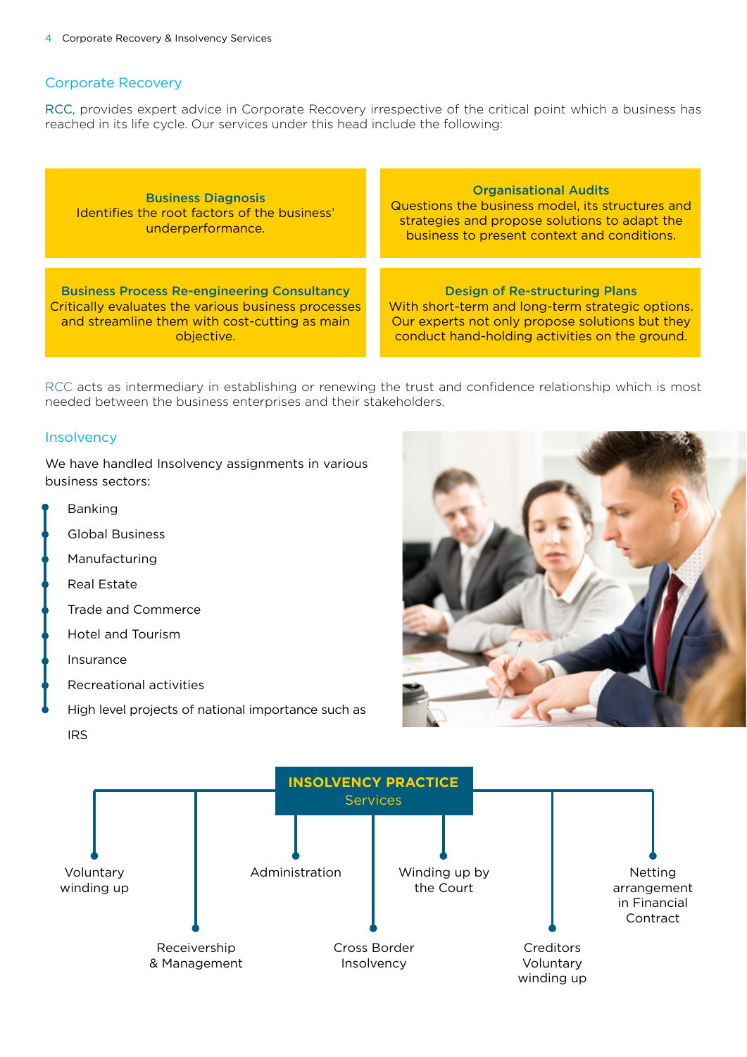## Corporate Recovery

RCC, provides expert advice in Corporate Recovery irrespective of the critical point which a business has reached in its life cycle. Our services under this head include the following:

**Business Diagnosis**
Identifies the root factors of the business' underperformance.

**Organisational Audits**
Questions the business model, its structures and strategies and propose solutions to adapt the business to present context and conditions.

**Business Process Re-engineering Consultancy**
Critically evaluates the various business processes and streamline them with cost-cutting as main objective.

**Design of Re-structuring Plans**
With short-term and long-term strategic options. Our experts not only propose solutions but they conduct hand-holding activities on the ground.

RCC acts as intermediary in establishing or renewing the trust and confidence relationship which is most needed between the business enterprises and their stakeholders.

## Insolvency

We have handled Insolvency assignments in various business sectors:

- Banking
- Global Business
- Manufacturing
- Real Estate
- Trade and Commerce
- Hotel and Tourism
- Insurance
- Recreational activities
- High level projects of national importance such as IRS

**INSOLVENCY PRACTICE Services**

- Voluntary winding up
- Receivership & Management
- Administration
- Cross Border Insolvency
- Winding up by the Court
- Creditors Voluntary winding up
- Netting arrangement in Financial Contract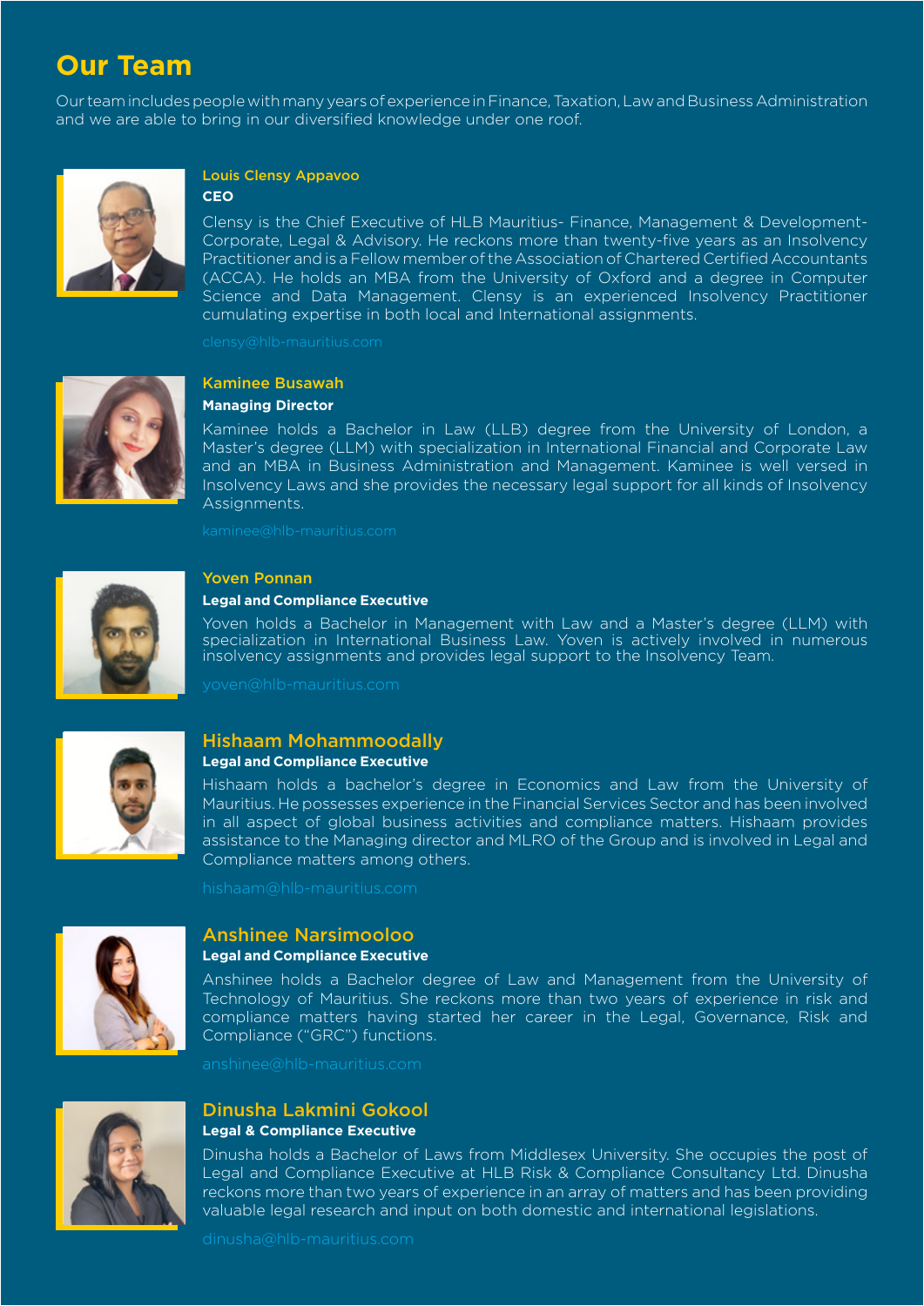# Our Team

Our team includes people with many years of experience in Finance, Taxation, Law and Business Administration and we are able to bring in our diversified knowledge under one roof.

### Louis Clensy Appavoo

**CEO**

Clensy is the Chief Executive of HLB Mauritius- Finance, Management & Development-Corporate, Legal & Advisory. He reckons more than twenty-five years as an Insolvency Practitioner and is a Fellow member of the Association of Chartered Certified Accountants (ACCA). He holds an MBA from the University of Oxford and a degree in Computer Science and Data Management. Clensy is an experienced Insolvency Practitioner cumulating expertise in both local and International assignments.

clensy@hlb-mauritius.com

### Kaminee Busawah

**Managing Director**

Kaminee holds a Bachelor in Law (LLB) degree from the University of London, a Master's degree (LLM) with specialization in International Financial and Corporate Law and an MBA in Business Administration and Management. Kaminee is well versed in Insolvency Laws and she provides the necessary legal support for all kinds of Insolvency Assignments.

kaminee@hlb-mauritius.com

### Yoven Ponnan

**Legal and Compliance Executive**

Yoven holds a Bachelor in Management with Law and a Master's degree (LLM) with specialization in International Business Law. Yoven is actively involved in numerous insolvency assignments and provides legal support to the Insolvency Team.

yoven@hlb-mauritius.com

### Hishaam Mohammoodally

**Legal and Compliance Executive**

Hishaam holds a bachelor's degree in Economics and Law from the University of Mauritius. He possesses experience in the Financial Services Sector and has been involved in all aspect of global business activities and compliance matters. Hishaam provides assistance to the Managing director and MLRO of the Group and is involved in Legal and Compliance matters among others.

hishaam@hlb-mauritius.com

### Anshinee Narsimooloo

**Legal and Compliance Executive**

Anshinee holds a Bachelor degree of Law and Management from the University of Technology of Mauritius. She reckons more than two years of experience in risk and compliance matters having started her career in the Legal, Governance, Risk and Compliance ("GRC") functions.

anshinee@hlb-mauritius.com

### Dinusha Lakmini Gokool

**Legal & Compliance Executive**

Dinusha holds a Bachelor of Laws from Middlesex University. She occupies the post of Legal and Compliance Executive at HLB Risk & Compliance Consultancy Ltd. Dinusha reckons more than two years of experience in an array of matters and has been providing valuable legal research and input on both domestic and international legislations.

dinusha@hlb-mauritius.com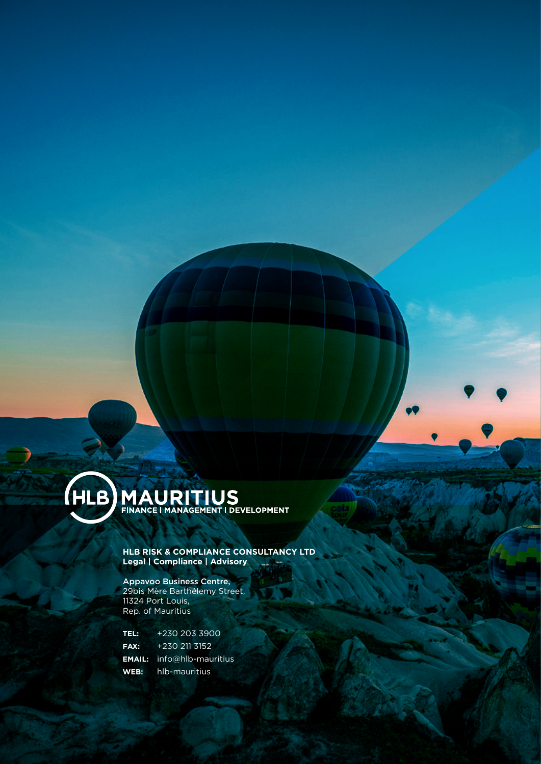HLB MAURITIUS
FINANCE | MANAGEMENT | DEVELOPMENT

**HLB RISK & COMPLIANCE CONSULTANCY LTD**
**Legal | Compliance | Advisory**

**Appavoo Business Centre,**
29bis Mère Barthélemy Street,
11324 Port Louis,
Rep. of Mauritius

**TEL:** +230 203 3900
**FAX:** +230 211 3152
**EMAIL:** info@hlb-mauritius
**WEB:** hlb-mauritius